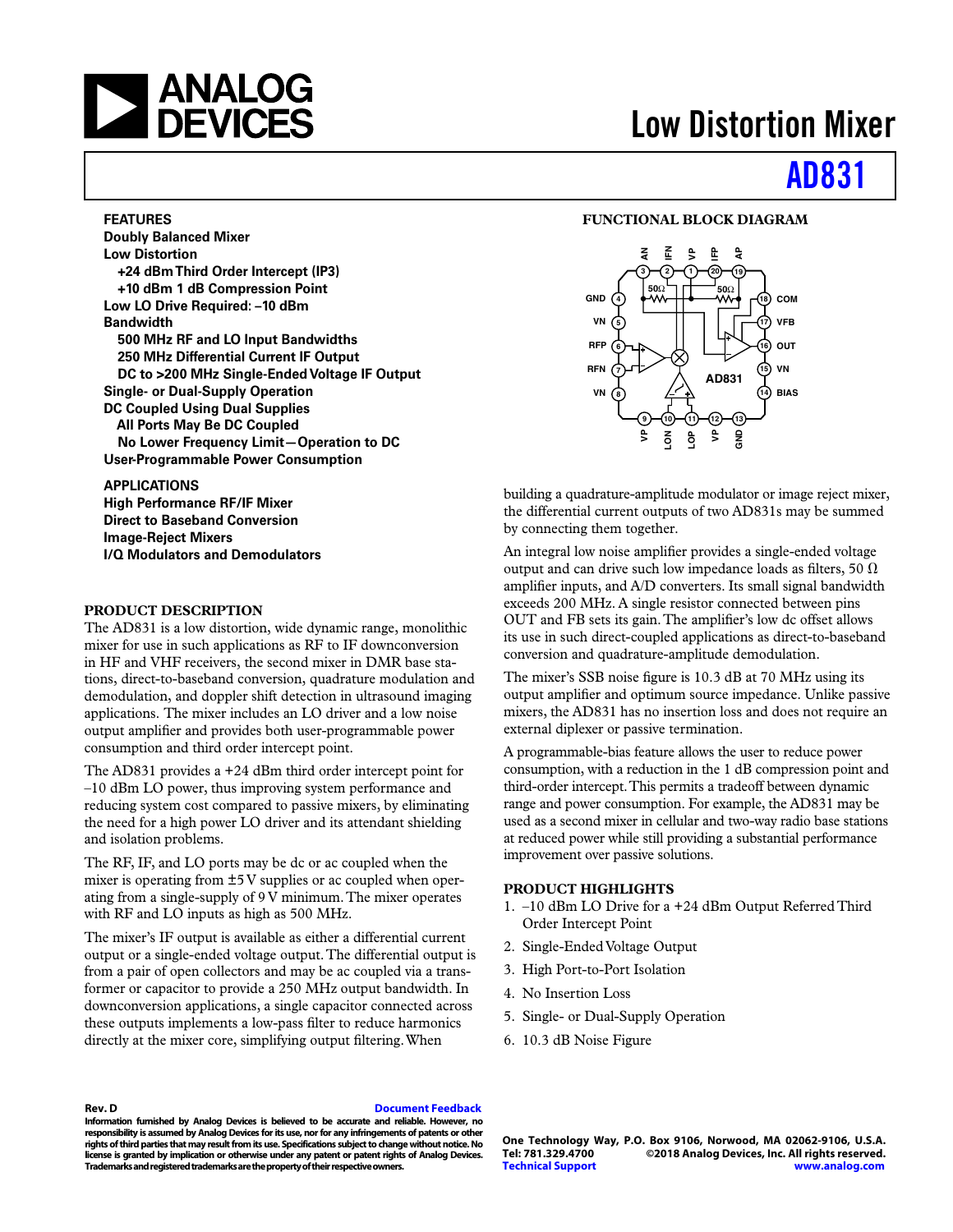# Low Distortion Mixer

# AD831

## FEATURES

**Doubly Balanced Mixer**
**Low Distortion**
- **+24 dBm Third Order Intercept (IP3)**
- **+10 dBm 1 dB Compression Point**

**Low LO Drive Required: –10 dBm**
**Bandwidth**
- **500 MHz RF and LO Input Bandwidths**
- **250 MHz Differential Current IF Output**
- **DC to >200 MHz Single-Ended Voltage IF Output**

**Single- or Dual-Supply Operation**
**DC Coupled Using Dual Supplies**
- **All Ports May Be DC Coupled**
- **No Lower Frequency Limit—Operation to DC**

**User-Programmable Power Consumption**

## APPLICATIONS

**High Performance RF/IF Mixer**
**Direct to Baseband Conversion**
**Image-Reject Mixers**
**I/Q Modulators and Demodulators**

## FUNCTIONAL BLOCK DIAGRAM

## PRODUCT DESCRIPTION

The AD831 is a low distortion, wide dynamic range, monolithic mixer for use in such applications as RF to IF downconversion in HF and VHF receivers, the second mixer in DMR base stations, direct-to-baseband conversion, quadrature modulation and demodulation, and doppler shift detection in ultrasound imaging applications. The mixer includes an LO driver and a low noise output amplifier and provides both user-programmable power consumption and third order intercept point.

The AD831 provides a +24 dBm third order intercept point for –10 dBm LO power, thus improving system performance and reducing system cost compared to passive mixers, by eliminating the need for a high power LO driver and its attendant shielding and isolation problems.

The RF, IF, and LO ports may be dc or ac coupled when the mixer is operating from ±5 V supplies or ac coupled when operating from a single-supply of 9 V minimum. The mixer operates with RF and LO inputs as high as 500 MHz.

The mixer's IF output is available as either a differential current output or a single-ended voltage output. The differential output is from a pair of open collectors and may be ac coupled via a transformer or capacitor to provide a 250 MHz output bandwidth. In downconversion applications, a single capacitor connected across these outputs implements a low-pass filter to reduce harmonics directly at the mixer core, simplifying output filtering. When building a quadrature-amplitude modulator or image reject mixer, the differential current outputs of two AD831s may be summed by connecting them together.

An integral low noise amplifier provides a single-ended voltage output and can drive such low impedance loads as filters, 50 Ω amplifier inputs, and A/D converters. Its small signal bandwidth exceeds 200 MHz. A single resistor connected between pins OUT and FB sets its gain. The amplifier's low dc offset allows its use in such direct-coupled applications as direct-to-baseband conversion and quadrature-amplitude demodulation.

The mixer's SSB noise figure is 10.3 dB at 70 MHz using its output amplifier and optimum source impedance. Unlike passive mixers, the AD831 has no insertion loss and does not require an external diplexer or passive termination.

A programmable-bias feature allows the user to reduce power consumption, with a reduction in the 1 dB compression point and third-order intercept. This permits a tradeoff between dynamic range and power consumption. For example, the AD831 may be used as a second mixer in cellular and two-way radio base stations at reduced power while still providing a substantial performance improvement over passive solutions.

## PRODUCT HIGHLIGHTS

1. –10 dBm LO Drive for a +24 dBm Output Referred Third Order Intercept Point
2. Single-Ended Voltage Output
3. High Port-to-Port Isolation
4. No Insertion Loss
5. Single- or Dual-Supply Operation
6. 10.3 dB Noise Figure

Rev. D

Information furnished by Analog Devices is believed to be accurate and reliable. However, no responsibility is assumed by Analog Devices for its use, nor for any infringements of patents or other rights of third parties that may result from its use. Specifications subject to change without notice. No license is granted by implication or otherwise under any patent or patent rights of Analog Devices. Trademarks and registered trademarks are the property of their respective owners.

One Technology Way, P.O. Box 9106, Norwood, MA 02062-9106, U.S.A.
Tel: 781.329.4700 ©2018 Analog Devices, Inc. All rights reserved.
Technical Support www.analog.com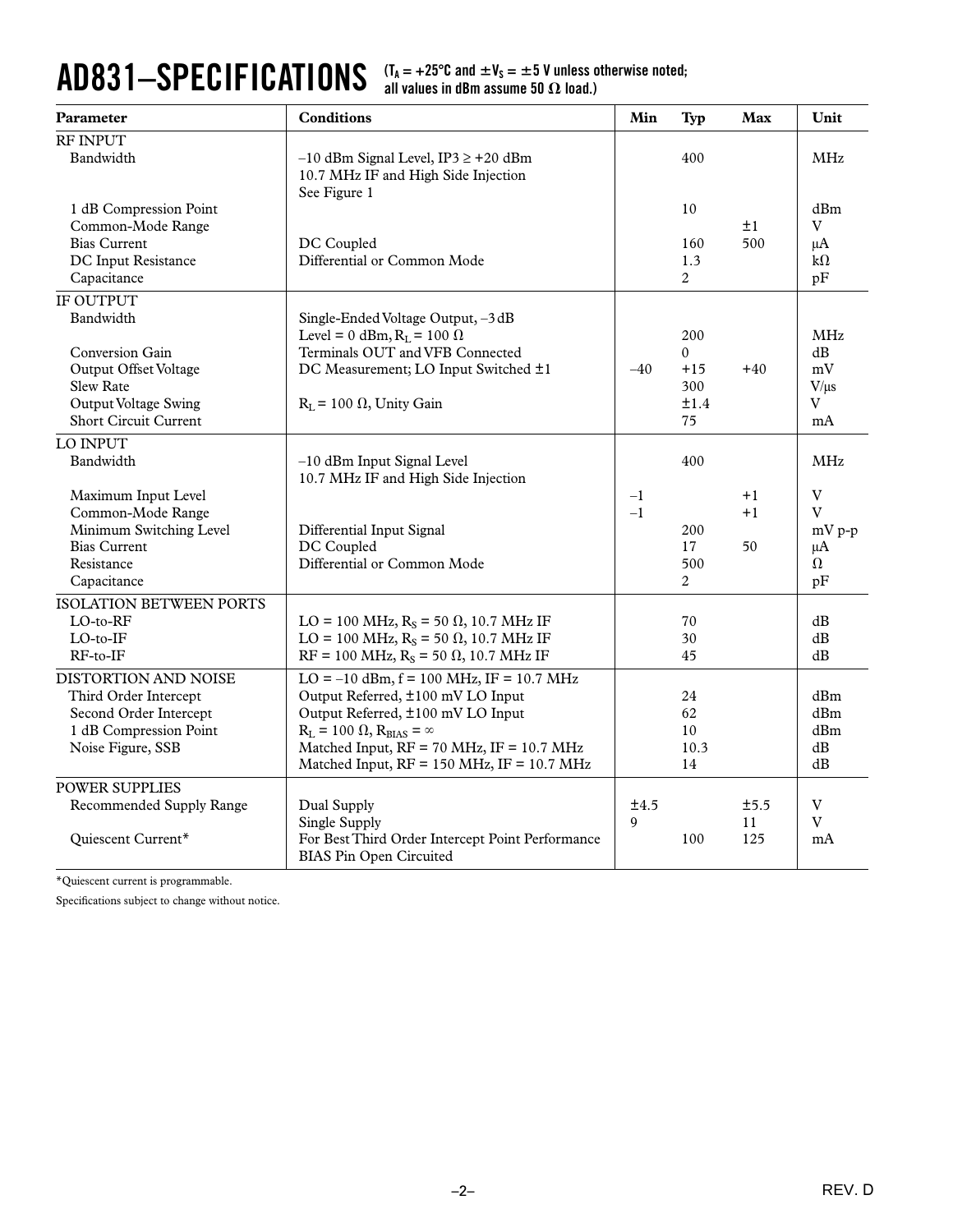# AD831–SPECIFICATIONS

($T_A$ = +25°C and $\pm V_S$ = ±5 V unless otherwise noted; all values in dBm assume 50 Ω load.)

| Parameter | Conditions | Min | Typ | Max | Unit |
|---|---|---|---|---|---|
| **RF INPUT** | | | | | |
| Bandwidth | –10 dBm Signal Level, IP3 ≥ +20 dBm 10.7 MHz IF and High Side Injection See Figure 1 | | 400 | | MHz |
| 1 dB Compression Point | | | 10 | | dBm |
| Common-Mode Range | | | | ±1 | V |
| Bias Current | DC Coupled | | 160 | 500 | µA |
| DC Input Resistance | Differential or Common Mode | | 1.3 | | kΩ |
| Capacitance | | | 2 | | pF |
| **IF OUTPUT** | | | | | |
| Bandwidth | Single-Ended Voltage Output, –3 dB Level = 0 dBm, $R_L$ = 100 Ω | | 200 | | MHz |
| Conversion Gain | Terminals OUT and VFB Connected | | 0 | | dB |
| Output Offset Voltage | DC Measurement; LO Input Switched ±1 | –40 | +15 | +40 | mV |
| Slew Rate | | | 300 | | V/µs |
| Output Voltage Swing | $R_L$ = 100 Ω, Unity Gain | | ±1.4 | | V |
| Short Circuit Current | | | 75 | | mA |
| **LO INPUT** | | | | | |
| Bandwidth | –10 dBm Input Signal Level 10.7 MHz IF and High Side Injection | | 400 | | MHz |
| Maximum Input Level | | –1 | | +1 | V |
| Common-Mode Range | | –1 | | +1 | V |
| Minimum Switching Level | Differential Input Signal | | 200 | | mV p-p |
| Bias Current | DC Coupled | | 17 | 50 | µA |
| Resistance | Differential or Common Mode | | 500 | | Ω |
| Capacitance | | | 2 | | pF |
| **ISOLATION BETWEEN PORTS** | | | | | |
| LO-to-RF | LO = 100 MHz, $R_S$ = 50 Ω, 10.7 MHz IF | | 70 | | dB |
| LO-to-IF | LO = 100 MHz, $R_S$ = 50 Ω, 10.7 MHz IF | | 30 | | dB |
| RF-to-IF | RF = 100 MHz, $R_S$ = 50 Ω, 10.7 MHz IF | | 45 | | dB |
| **DISTORTION AND NOISE** | LO = –10 dBm, f = 100 MHz, IF = 10.7 MHz | | | | |
| Third Order Intercept | Output Referred, ±100 mV LO Input | | 24 | | dBm |
| Second Order Intercept | Output Referred, ±100 mV LO Input | | 62 | | dBm |
| 1 dB Compression Point | $R_L$ = 100 Ω, $R_{BIAS}$ = ∞ | | 10 | | dBm |
| Noise Figure, SSB | Matched Input, RF = 70 MHz, IF = 10.7 MHz | | 10.3 | | dB |
| | Matched Input, RF = 150 MHz, IF = 10.7 MHz | | 14 | | dB |
| **POWER SUPPLIES** | | | | | |
| Recommended Supply Range | Dual Supply | ±4.5 | | ±5.5 | V |
| | Single Supply | 9 | | 11 | V |
| Quiescent Current* | For Best Third Order Intercept Point Performance BIAS Pin Open Circuited | | 100 | 125 | mA |

*Quiescent current is programmable.

Specifications subject to change without notice.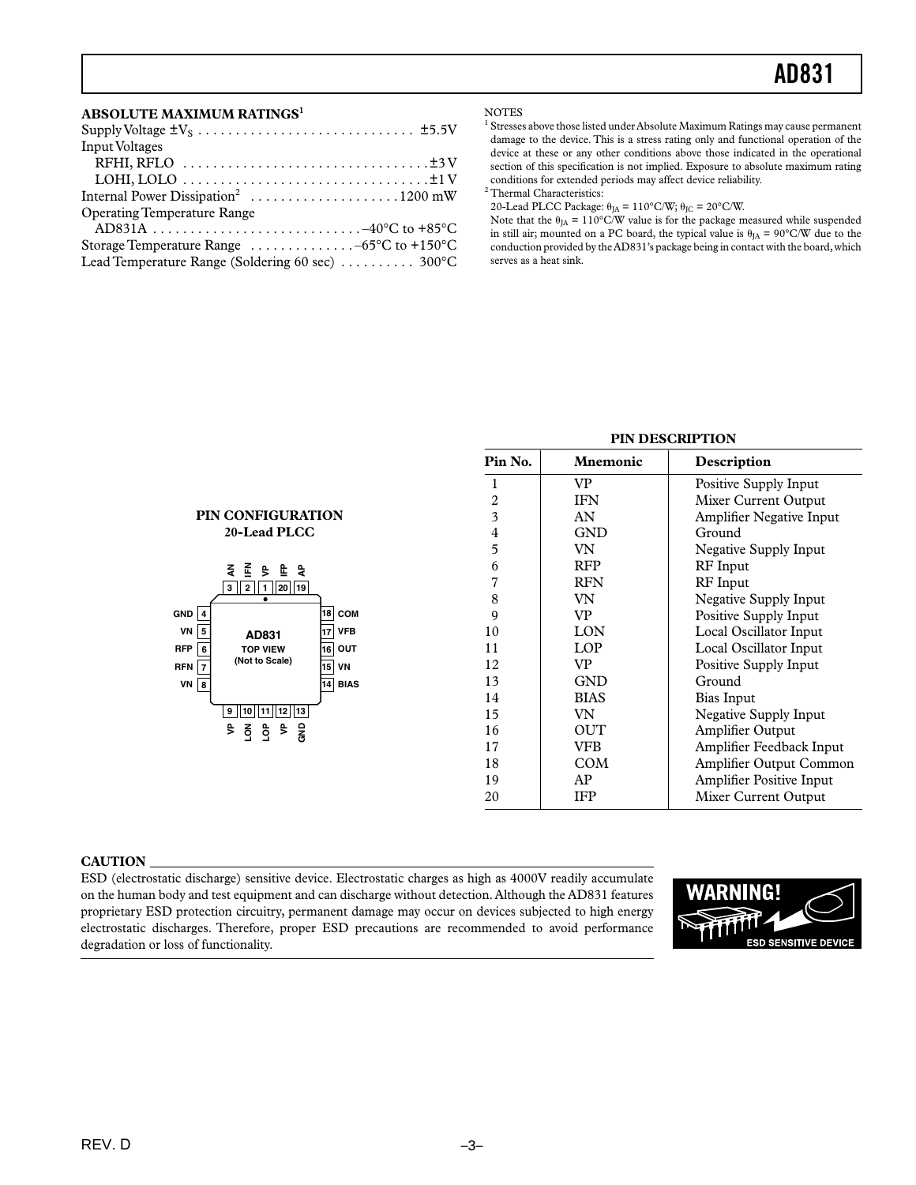## ABSOLUTE MAXIMUM RATINGS[1]

Supply Voltage $\pm V_S$ . . . . . . . . . . . . . . . . . . . . . . . . . . . . . ±5.5V
Input Voltages
  RFHI, RFLO . . . . . . . . . . . . . . . . . . . . . . . . . . . . . . . . ±3 V
  LOHI, LOLO . . . . . . . . . . . . . . . . . . . . . . . . . . . . . . . . ±1 V
Internal Power Dissipation[2] . . . . . . . . . . . . . . . . . . . . 1200 mW
Operating Temperature Range
  AD831A . . . . . . . . . . . . . . . . . . . . . . . . . . . –40°C to +85°C
Storage Temperature Range . . . . . . . . . . . . . –65°C to +150°C
Lead Temperature Range (Soldering 60 sec) . . . . . . . . . . 300°C

NOTES

[1] Stresses above those listed under Absolute Maximum Ratings may cause permanent damage to the device. This is a stress rating only and functional operation of the device at these or any other conditions above those indicated in the operational section of this specification is not implied. Exposure to absolute maximum rating conditions for extended periods may affect device reliability.

[2] Thermal Characteristics:
20-Lead PLCC Package: $\theta_{JA}$ = 110°C/W; $\theta_{JC}$ = 20°C/W.
Note that the $\theta_{JA}$ = 110°C/W value is for the package measured while suspended in still air; mounted on a PC board, the typical value is $\theta_{JA}$ = 90°C/W due to the conduction provided by the AD831's package being in contact with the board, which serves as a heat sink.

## PIN CONFIGURATION
### 20-Lead PLCC

AD831 TOP VIEW (Not to Scale)

Top: 3 AN, 2 IFN, 1 VP, 20 IFP, 19 AP
Left: 4 GND, 5 VN, 6 RFP, 7 RFN, 8 VN
Right: 18 COM, 17 VFB, 16 OUT, 15 VN, 14 BIAS
Bottom: 9 VP, 10 LON, 11 LOP, 12 VP, 13 GND

## PIN DESCRIPTION

| Pin No. | Mnemonic | Description |
|---|---|---|
| 1 | VP | Positive Supply Input |
| 2 | IFN | Mixer Current Output |
| 3 | AN | Amplifier Negative Input |
| 4 | GND | Ground |
| 5 | VN | Negative Supply Input |
| 6 | RFP | RF Input |
| 7 | RFN | RF Input |
| 8 | VN | Negative Supply Input |
| 9 | VP | Positive Supply Input |
| 10 | LON | Local Oscillator Input |
| 11 | LOP | Local Oscillator Input |
| 12 | VP | Positive Supply Input |
| 13 | GND | Ground |
| 14 | BIAS | Bias Input |
| 15 | VN | Negative Supply Input |
| 16 | OUT | Amplifier Output |
| 17 | VFB | Amplifier Feedback Input |
| 18 | COM | Amplifier Output Common |
| 19 | AP | Amplifier Positive Input |
| 20 | IFP | Mixer Current Output |

## CAUTION

ESD (electrostatic discharge) sensitive device. Electrostatic charges as high as 4000V readily accumulate on the human body and test equipment and can discharge without detection. Although the AD831 features proprietary ESD protection circuitry, permanent damage may occur on devices subjected to high energy electrostatic discharges. Therefore, proper ESD precautions are recommended to avoid performance degradation or loss of functionality.

WARNING! ESD SENSITIVE DEVICE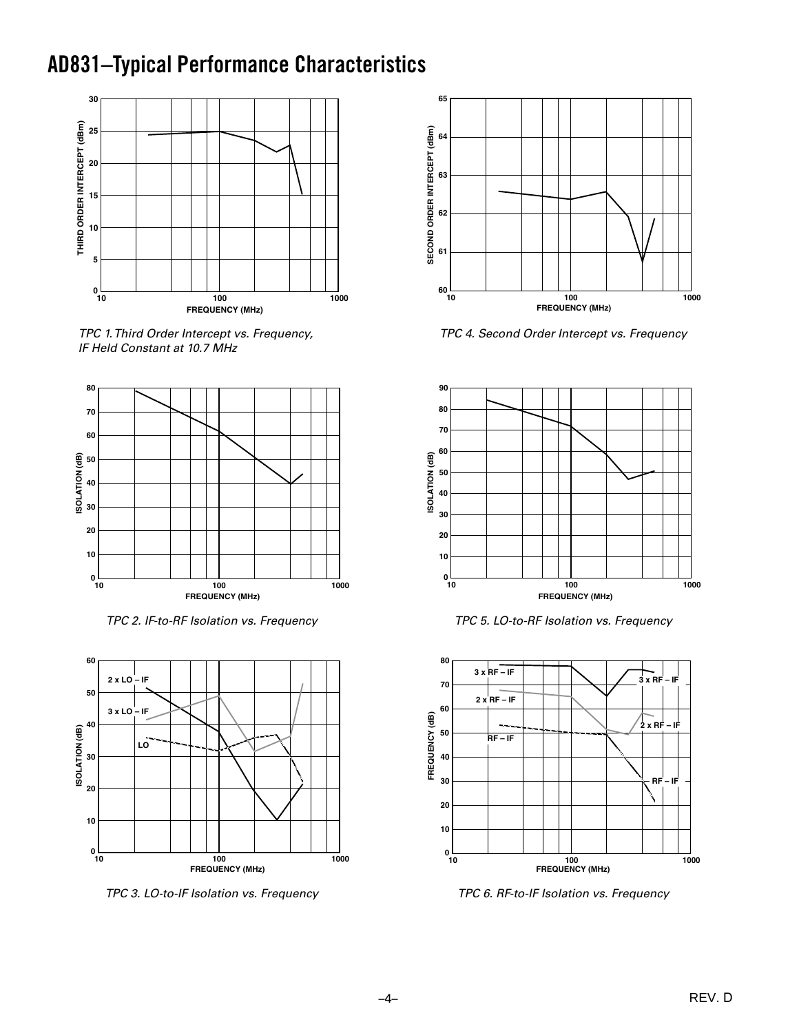## AD831–Typical Performance Characteristics

TPC 1. Third Order Intercept vs. Frequency, IF Held Constant at 10.7 MHz

TPC 2. IF-to-RF Isolation vs. Frequency

TPC 3. LO-to-IF Isolation vs. Frequency

TPC 4. Second Order Intercept vs. Frequency

TPC 5. LO-to-RF Isolation vs. Frequency

TPC 6. RF-to-IF Isolation vs. Frequency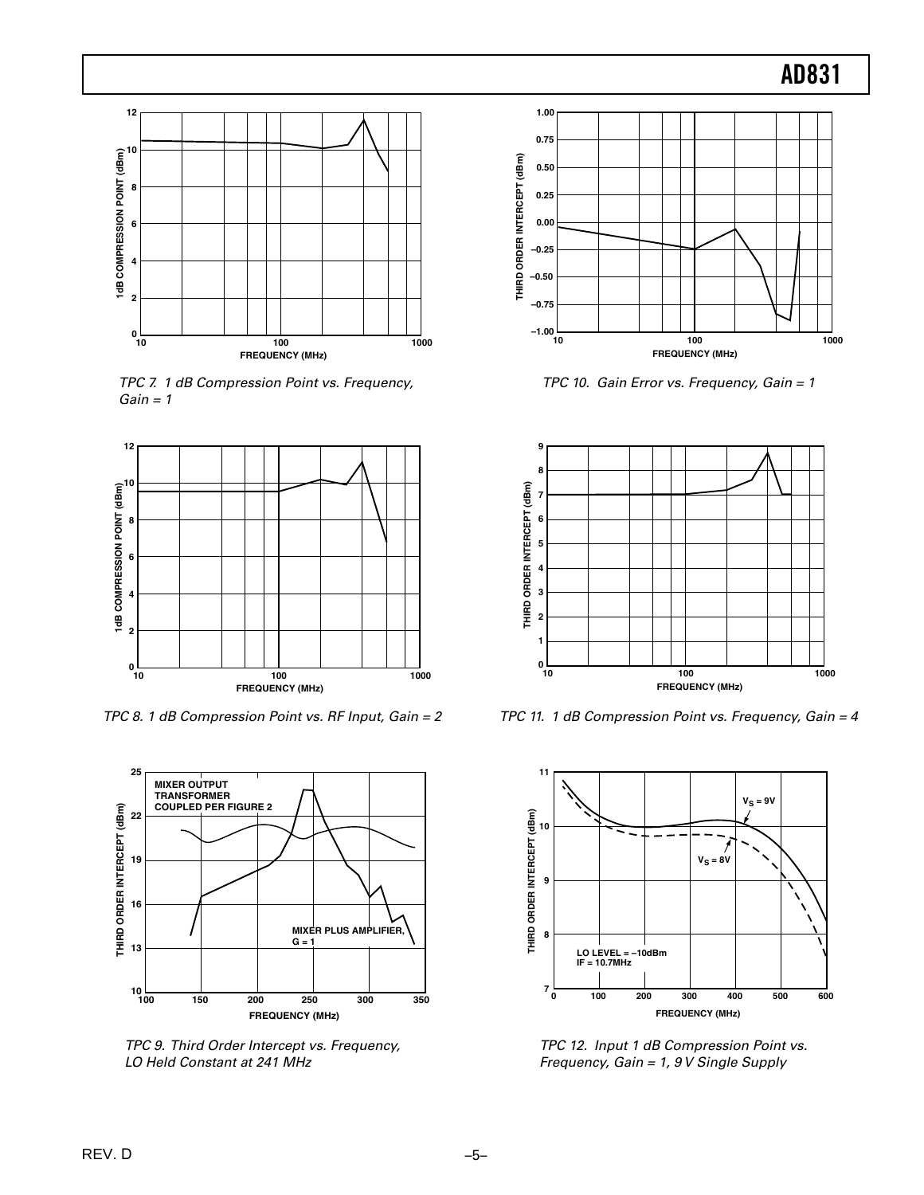TPC 7. 1 dB Compression Point vs. Frequency, Gain = 1

TPC 8. 1 dB Compression Point vs. RF Input, Gain = 2

TPC 9. Third Order Intercept vs. Frequency, LO Held Constant at 241 MHz

TPC 10. Gain Error vs. Frequency, Gain = 1

TPC 11. 1 dB Compression Point vs. Frequency, Gain = 4

TPC 12. Input 1 dB Compression Point vs. Frequency, Gain = 1, 9 V Single Supply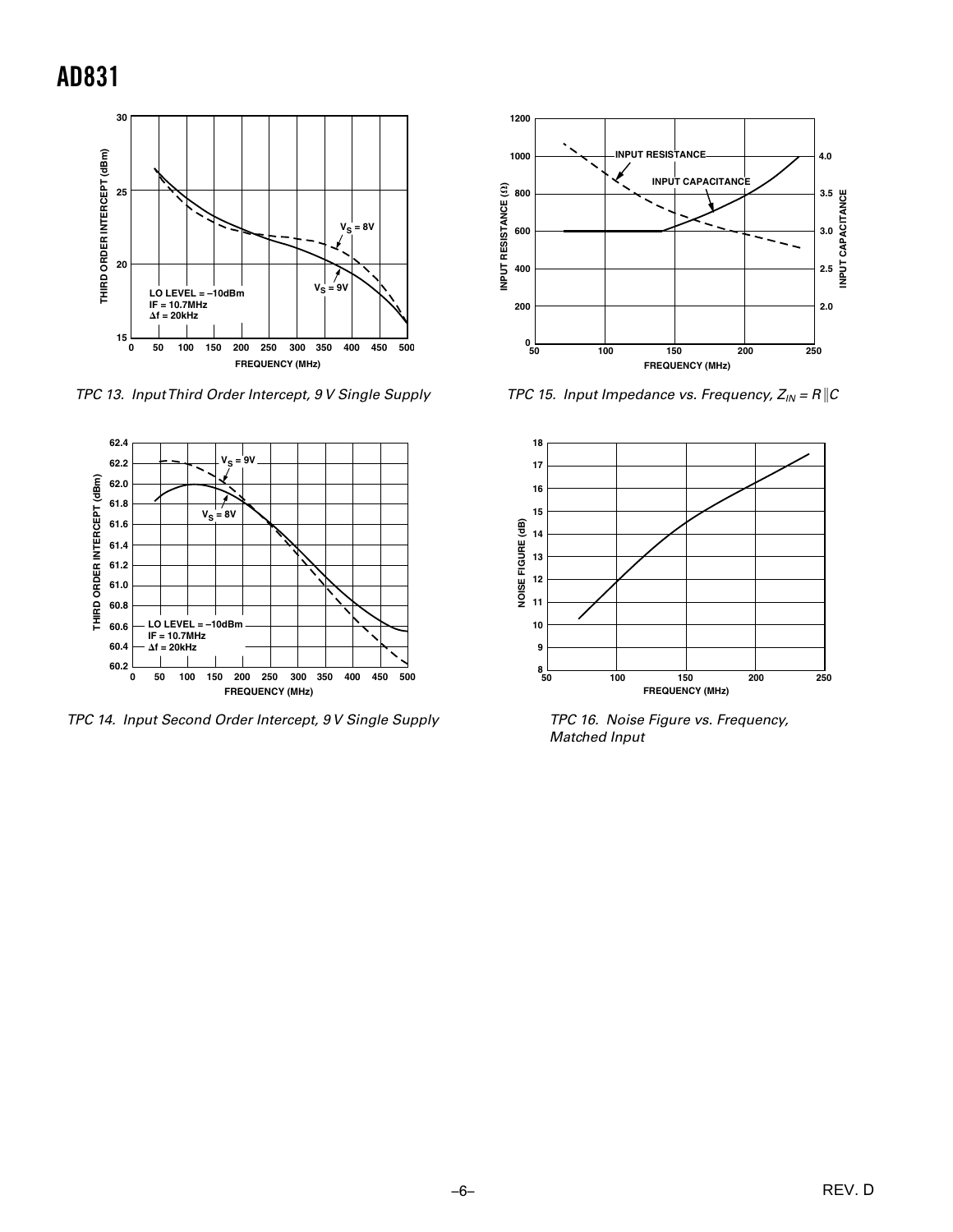TPC 13. Input Third Order Intercept, 9 V Single Supply

TPC 14. Input Second Order Intercept, 9 V Single Supply

TPC 15. Input Impedance vs. Frequency, $Z_{IN} = R \| C$

TPC 16. Noise Figure vs. Frequency, Matched Input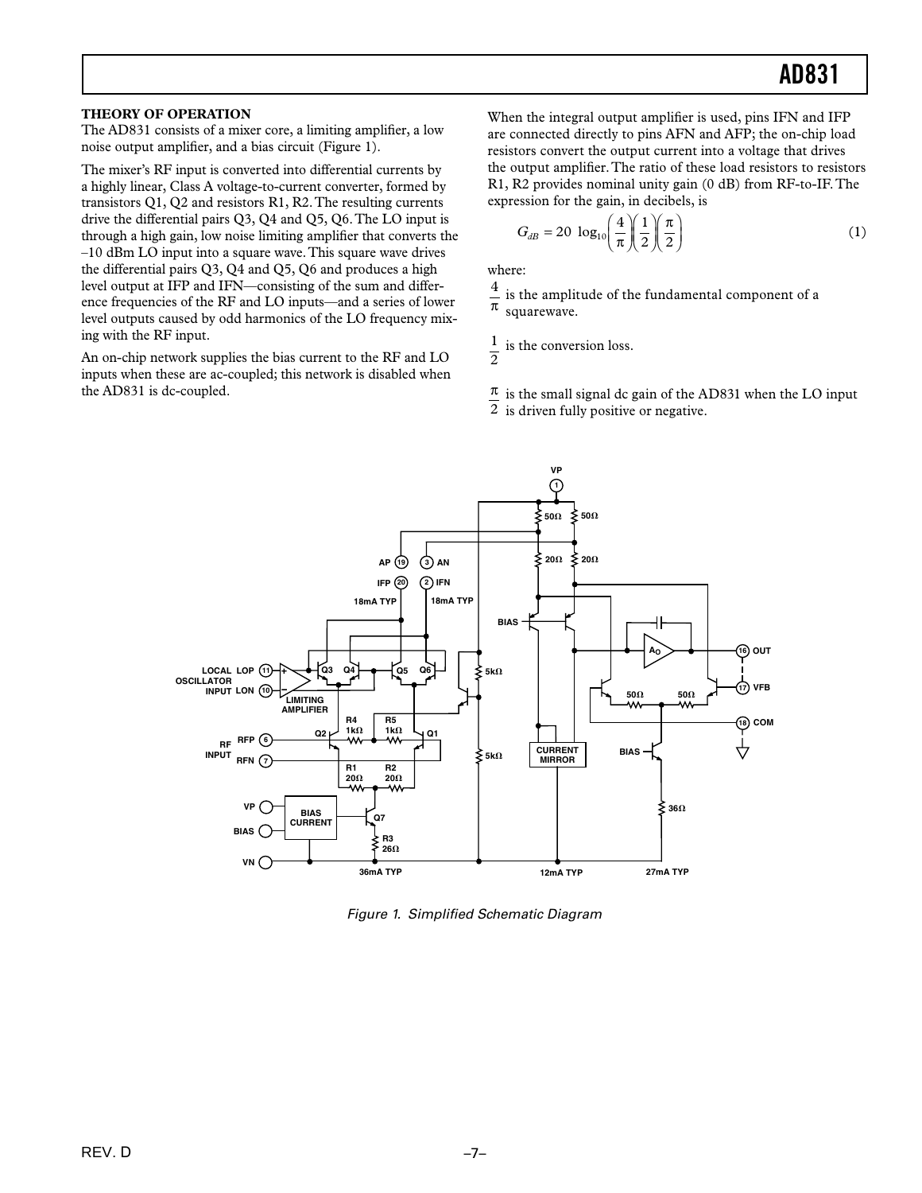## THEORY OF OPERATION

The AD831 consists of a mixer core, a limiting amplifier, a low noise output amplifier, and a bias circuit (Figure 1).

The mixer's RF input is converted into differential currents by a highly linear, Class A voltage-to-current converter, formed by transistors Q1, Q2 and resistors R1, R2. The resulting currents drive the differential pairs Q3, Q4 and Q5, Q6. The LO input is through a high gain, low noise limiting amplifier that converts the –10 dBm LO input into a square wave. This square wave drives the differential pairs Q3, Q4 and Q5, Q6 and produces a high level output at IFP and IFN—consisting of the sum and difference frequencies of the RF and LO inputs—and a series of lower level outputs caused by odd harmonics of the LO frequency mixing with the RF input.

An on-chip network supplies the bias current to the RF and LO inputs when these are ac-coupled; this network is disabled when the AD831 is dc-coupled.

When the integral output amplifier is used, pins IFN and IFP are connected directly to pins AFN and AFP; the on-chip load resistors convert the output current into a voltage that drives the output amplifier. The ratio of these load resistors to resistors R1, R2 provides nominal unity gain (0 dB) from RF-to-IF. The expression for the gain, in decibels, is

$$G_{dB} = 20 \log_{10}\left(\frac{4}{\pi}\right)\left(\frac{1}{2}\right)\left(\frac{\pi}{2}\right) \tag{1}$$

where:

$\frac{4}{\pi}$ is the amplitude of the fundamental component of a squarewave.

$\frac{1}{2}$ is the conversion loss.

$\frac{\pi}{2}$ is the small signal dc gain of the AD831 when the LO input is driven fully positive or negative.

*Figure 1. Simplified Schematic Diagram*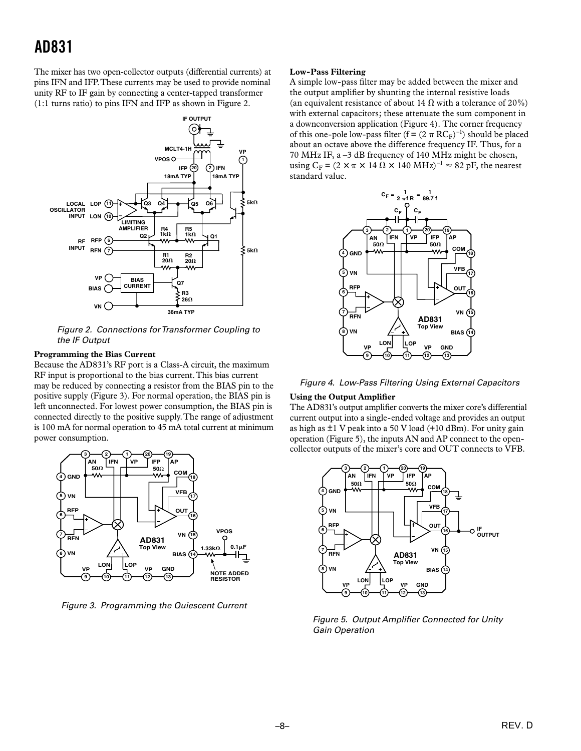The mixer has two open-collector outputs (differential currents) at pins IFN and IFP. These currents may be used to provide nominal unity RF to IF gain by connecting a center-tapped transformer (1:1 turns ratio) to pins IFN and IFP as shown in Figure 2.

*Figure 2. Connections for Transformer Coupling to the IF Output*

### Programming the Bias Current

Because the AD831's RF port is a Class-A circuit, the maximum RF input is proportional to the bias current. This bias current may be reduced by connecting a resistor from the BIAS pin to the positive supply (Figure 3). For normal operation, the BIAS pin is left unconnected. For lowest power consumption, the BIAS pin is connected directly to the positive supply. The range of adjustment is 100 mA for normal operation to 45 mA total current at minimum power consumption.

*Figure 3. Programming the Quiescent Current*

### Low-Pass Filtering

A simple low-pass filter may be added between the mixer and the output amplifier by shunting the internal resistive loads (an equivalent resistance of about 14 Ω with a tolerance of 20%) with external capacitors; these attenuate the sum component in a downconversion application (Figure 4). The corner frequency of this one-pole low-pass filter ($f = (2 \pi RC_F)^{-1}$) should be placed about an octave above the difference frequency IF. Thus, for a 70 MHz IF, a –3 dB frequency of 140 MHz might be chosen, using $C_F = (2 \times \pi \times 14\ \Omega \times 140\ \text{MHz})^{-1} \approx 82$ pF, the nearest standard value.

$$C_F = \frac{1}{2 \pi f R} = \frac{1}{89.7 f}$$

*Figure 4. Low-Pass Filtering Using External Capacitors*

### Using the Output Amplifier

The AD831's output amplifier converts the mixer core's differential current output into a single-ended voltage and provides an output as high as ±1 V peak into a 50 V load (+10 dBm). For unity gain operation (Figure 5), the inputs AN and AP connect to the open-collector outputs of the mixer's core and OUT connects to VFB.

*Figure 5. Output Amplifier Connected for Unity Gain Operation*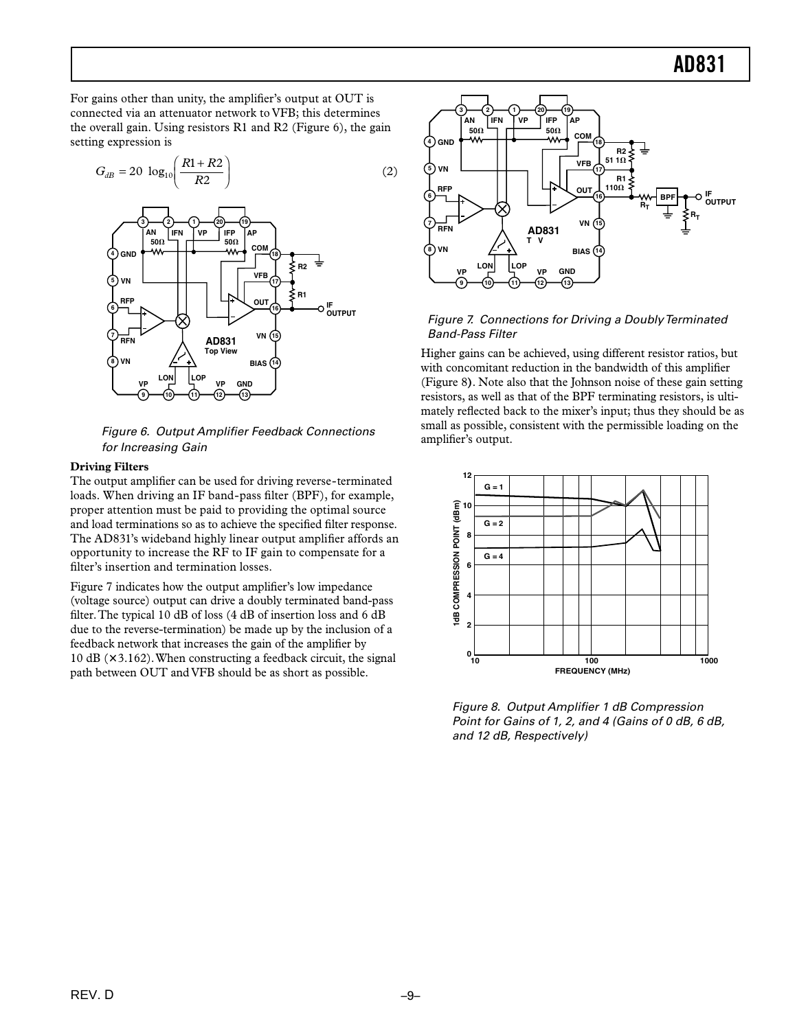For gains other than unity, the amplifier's output at OUT is connected via an attenuator network to VFB; this determines the overall gain. Using resistors R1 and R2 (Figure 6), the gain setting expression is

$$G_{dB} = 20 \log_{10}\left(\frac{R1+R2}{R2}\right) \tag{2}$$

*Figure 6. Output Amplifier Feedback Connections for Increasing Gain*

**Driving Filters**

The output amplifier can be used for driving reverse-terminated loads. When driving an IF band-pass filter (BPF), for example, proper attention must be paid to providing the optimal source and load terminations so as to achieve the specified filter response. The AD831's wideband highly linear output amplifier affords an opportunity to increase the RF to IF gain to compensate for a filter's insertion and termination losses.

Figure 7 indicates how the output amplifier's low impedance (voltage source) output can drive a doubly terminated band-pass filter. The typical 10 dB of loss (4 dB of insertion loss and 6 dB due to the reverse-termination) be made up by the inclusion of a feedback network that increases the gain of the amplifier by 10 dB (×3.162). When constructing a feedback circuit, the signal path between OUT and VFB should be as short as possible.

*Figure 7. Connections for Driving a Doubly Terminated Band-Pass Filter*

Higher gains can be achieved, using different resistor ratios, but with concomitant reduction in the bandwidth of this amplifier (Figure 8). Note also that the Johnson noise of these gain setting resistors, as well as that of the BPF terminating resistors, is ultimately reflected back to the mixer's input; thus they should be as small as possible, consistent with the permissible loading on the amplifier's output.

*Figure 8. Output Amplifier 1 dB Compression Point for Gains of 1, 2, and 4 (Gains of 0 dB, 6 dB, and 12 dB, Respectively)*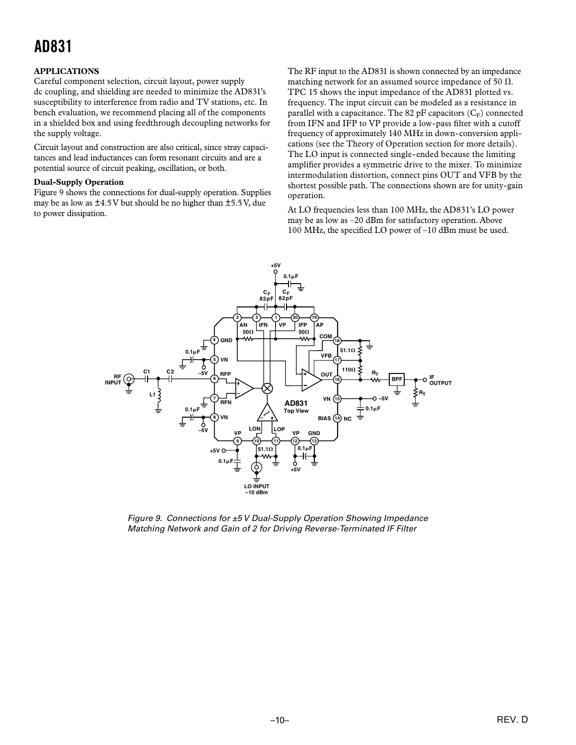## APPLICATIONS

Careful component selection, circuit layout, power supply dc coupling, and shielding are needed to minimize the AD831's susceptibility to interference from radio and TV stations, etc. In bench evaluation, we recommend placing all of the components in a shielded box and using feedthrough decoupling networks for the supply voltage.

Circuit layout and construction are also critical, since stray capacitances and lead inductances can form resonant circuits and are a potential source of circuit peaking, oscillation, or both.

### Dual-Supply Operation

Figure 9 shows the connections for dual-supply operation. Supplies may be as low as ±4.5 V but should be no higher than ±5.5 V, due to power dissipation.

The RF input to the AD831 is shown connected by an impedance matching network for an assumed source impedance of 50 Ω. TPC 15 shows the input impedance of the AD831 plotted vs. frequency. The input circuit can be modeled as a resistance in parallel with a capacitance. The 82 pF capacitors ($C_F$) connected from IFN and IFP to VP provide a low-pass filter with a cutoff frequency of approximately 140 MHz in down-conversion applications (see the Theory of Operation section for more details). The LO input is connected single-ended because the limiting amplifier provides a symmetric drive to the mixer. To minimize intermodulation distortion, connect pins OUT and VFB by the shortest possible path. The connections shown are for unity-gain operation.

At LO frequencies less than 100 MHz, the AD831's LO power may be as low as –20 dBm for satisfactory operation. Above 100 MHz, the specified LO power of –10 dBm must be used.

*Figure 9. Connections for ±5 V Dual-Supply Operation Showing Impedance Matching Network and Gain of 2 for Driving Reverse-Terminated IF Filter*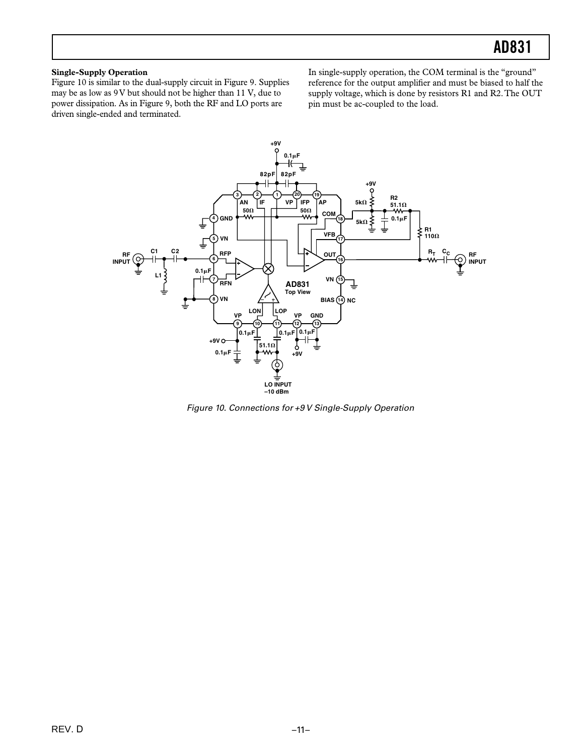**Single-Supply Operation**

Figure 10 is similar to the dual-supply circuit in Figure 9. Supplies may be as low as 9 V but should not be higher than 11 V, due to power dissipation. As in Figure 9, both the RF and LO ports are driven single-ended and terminated.

In single-supply operation, the COM terminal is the "ground" reference for the output amplifier and must be biased to half the supply voltage, which is done by resistors R1 and R2. The OUT pin must be ac-coupled to the load.

*Figure 10. Connections for +9 V Single-Supply Operation*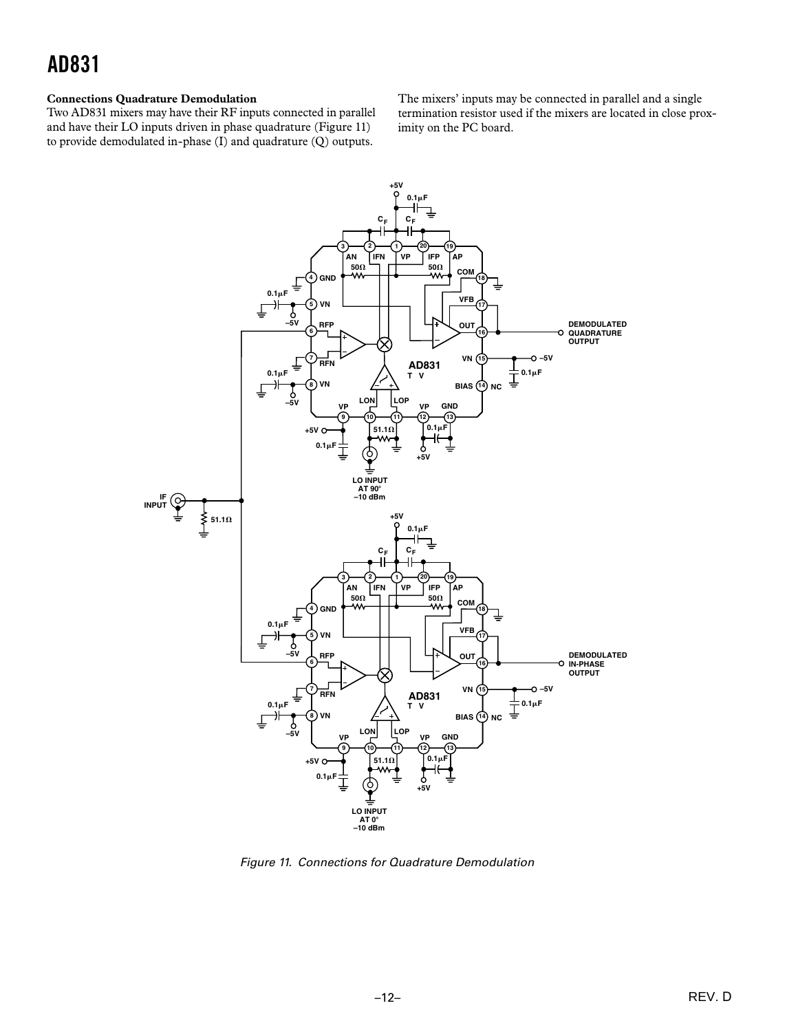### Connections Quadrature Demodulation

Two AD831 mixers may have their RF inputs connected in parallel and have their LO inputs driven in phase quadrature (Figure 11) to provide demodulated in-phase (I) and quadrature (Q) outputs.

The mixers' inputs may be connected in parallel and a single termination resistor used if the mixers are located in close proximity on the PC board.

*Figure 11. Connections for Quadrature Demodulation*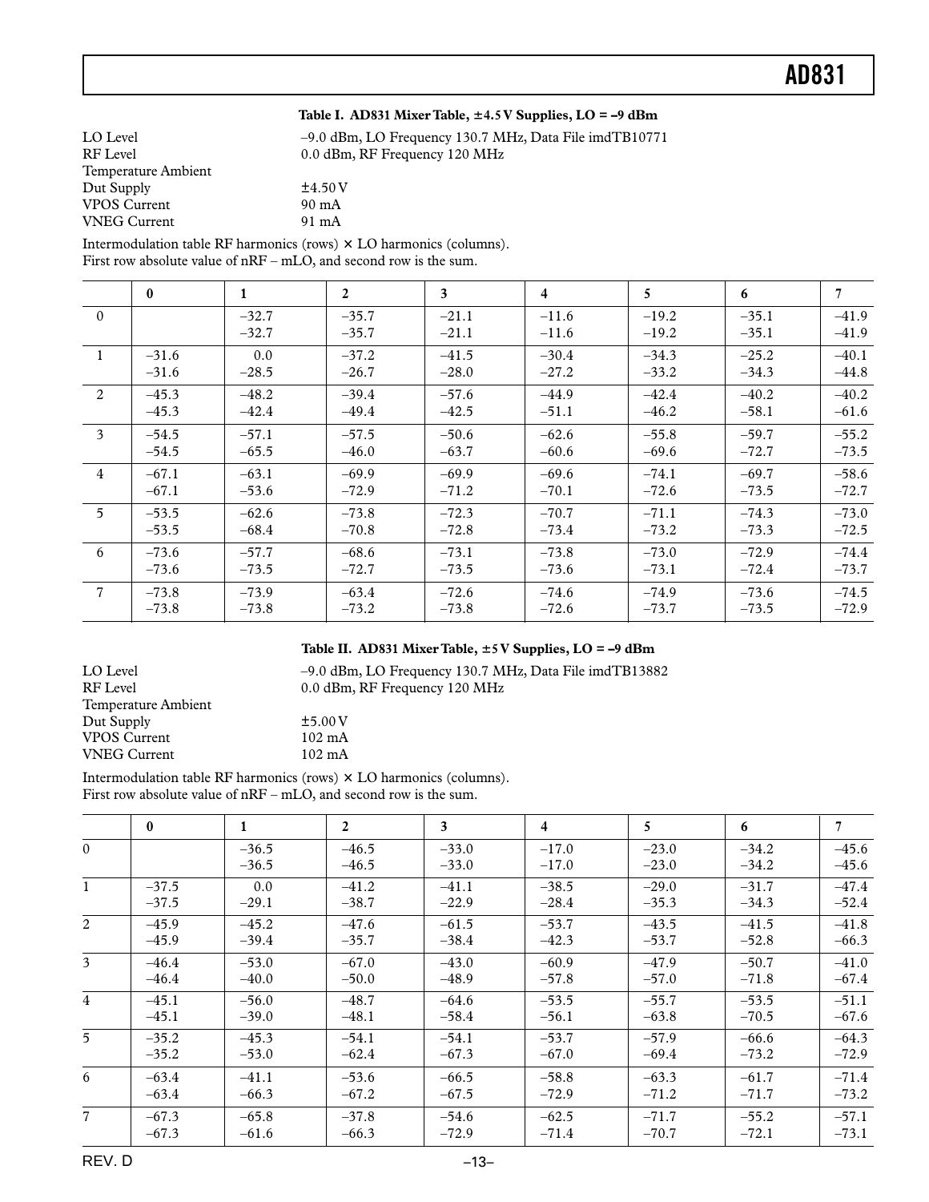### Table I. AD831 Mixer Table, ±4.5 V Supplies, LO = –9 dBm

| | |
|---|---|
| LO Level | –9.0 dBm, LO Frequency 130.7 MHz, Data File imdTB10771 |
| RF Level | 0.0 dBm, RF Frequency 120 MHz |
| Temperature Ambient | |
| Dut Supply | ±4.50 V |
| VPOS Current | 90 mA |
| VNEG Current | 91 mA |

Intermodulation table RF harmonics (rows) × LO harmonics (columns).
First row absolute value of nRF – mLO, and second row is the sum.

| | 0 | 1 | 2 | 3 | 4 | 5 | 6 | 7 |
|---|---|---|---|---|---|---|---|---|
| 0 | | –32.7<br>–32.7 | –35.7<br>–35.7 | –21.1<br>–21.1 | –11.6<br>–11.6 | –19.2<br>–19.2 | –35.1<br>–35.1 | –41.9<br>–41.9 |
| 1 | –31.6<br>–31.6 | 0.0<br>–28.5 | –37.2<br>–26.7 | –41.5<br>–28.0 | –30.4<br>–27.2 | –34.3<br>–33.2 | –25.2<br>–34.3 | –40.1<br>–44.8 |
| 2 | –45.3<br>–45.3 | –48.2<br>–42.4 | –39.4<br>–49.4 | –57.6<br>–42.5 | –44.9<br>–51.1 | –42.4<br>–46.2 | –40.2<br>–58.1 | –40.2<br>–61.6 |
| 3 | –54.5<br>–54.5 | –57.1<br>–65.5 | –57.5<br>–46.0 | –50.6<br>–63.7 | –62.6<br>–60.6 | –55.8<br>–69.6 | –59.7<br>–72.7 | –55.2<br>–73.5 |
| 4 | –67.1<br>–67.1 | –63.1<br>–53.6 | –69.9<br>–72.9 | –69.9<br>–71.2 | –69.6<br>–70.1 | –74.1<br>–72.6 | –69.7<br>–73.5 | –58.6<br>–72.7 |
| 5 | –53.5<br>–53.5 | –62.6<br>–68.4 | –73.8<br>–70.8 | –72.3<br>–72.8 | –70.7<br>–73.4 | –71.1<br>–73.2 | –74.3<br>–73.3 | –73.0<br>–72.5 |
| 6 | –73.6<br>–73.6 | –57.7<br>–73.5 | –68.6<br>–72.7 | –73.1<br>–73.5 | –73.8<br>–73.6 | –73.0<br>–73.1 | –72.9<br>–72.4 | –74.4<br>–73.7 |
| 7 | –73.8<br>–73.8 | –73.9<br>–73.8 | –63.4<br>–73.2 | –72.6<br>–73.8 | –74.6<br>–72.6 | –74.9<br>–73.7 | –73.6<br>–73.5 | –74.5<br>–72.9 |

### Table II. AD831 Mixer Table, ±5 V Supplies, LO = –9 dBm

| | |
|---|---|
| LO Level | –9.0 dBm, LO Frequency 130.7 MHz, Data File imdTB13882 |
| RF Level | 0.0 dBm, RF Frequency 120 MHz |
| Temperature Ambient | |
| Dut Supply | ±5.00 V |
| VPOS Current | 102 mA |
| VNEG Current | 102 mA |

Intermodulation table RF harmonics (rows) × LO harmonics (columns).
First row absolute value of nRF – mLO, and second row is the sum.

| | 0 | 1 | 2 | 3 | 4 | 5 | 6 | 7 |
|---|---|---|---|---|---|---|---|---|
| 0 | | –36.5<br>–36.5 | –46.5<br>–46.5 | –33.0<br>–33.0 | –17.0<br>–17.0 | –23.0<br>–23.0 | –34.2<br>–34.2 | –45.6<br>–45.6 |
| 1 | –37.5<br>–37.5 | 0.0<br>–29.1 | –41.2<br>–38.7 | –41.1<br>–22.9 | –38.5<br>–28.4 | –29.0<br>–35.3 | –31.7<br>–34.3 | –47.4<br>–52.4 |
| 2 | –45.9<br>–45.9 | –45.2<br>–39.4 | –47.6<br>–35.7 | –61.5<br>–38.4 | –53.7<br>–42.3 | –43.5<br>–53.7 | –41.5<br>–52.8 | –41.8<br>–66.3 |
| 3 | –46.4<br>–46.4 | –53.0<br>–40.0 | –67.0<br>–50.0 | –43.0<br>–48.9 | –60.9<br>–57.8 | –47.9<br>–57.0 | –50.7<br>–71.8 | –41.0<br>–67.4 |
| 4 | –45.1<br>–45.1 | –56.0<br>–39.0 | –48.7<br>–48.1 | –64.6<br>–58.4 | –53.5<br>–56.1 | –55.7<br>–63.8 | –53.5<br>–70.5 | –51.1<br>–67.6 |
| 5 | –35.2<br>–35.2 | –45.3<br>–53.0 | –54.1<br>–62.4 | –54.1<br>–67.3 | –53.7<br>–67.0 | –57.9<br>–69.4 | –66.6<br>–73.2 | –64.3<br>–72.9 |
| 6 | –63.4<br>–63.4 | –41.1<br>–66.3 | –53.6<br>–67.2 | –66.5<br>–67.5 | –58.8<br>–72.9 | –63.3<br>–71.2 | –61.7<br>–71.7 | –71.4<br>–73.2 |
| 7 | –67.3<br>–67.3 | –65.8<br>–61.6 | –37.8<br>–66.3 | –54.6<br>–72.9 | –62.5<br>–71.4 | –71.7<br>–70.7 | –55.2<br>–72.1 | –57.1<br>–73.1 |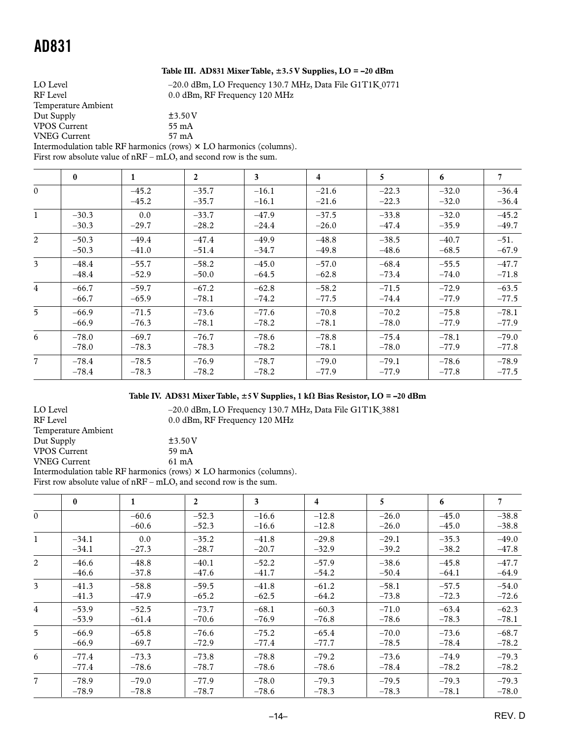**Table III. AD831 Mixer Table, ±3.5 V Supplies, LO = –20 dBm**

LO Level –20.0 dBm, LO Frequency 130.7 MHz, Data File G1T1K_0771
RF Level 0.0 dBm, RF Frequency 120 MHz
Temperature Ambient
Dut Supply ±3.50 V
VPOS Current 55 mA
VNEG Current 57 mA
Intermodulation table RF harmonics (rows) × LO harmonics (columns).
First row absolute value of nRF – mLO, and second row is the sum.

| | 0 | 1 | 2 | 3 | 4 | 5 | 6 | 7 |
|---|---|---|---|---|---|---|---|---|
| 0 | | –45.2<br>–45.2 | –35.7<br>–35.7 | –16.1<br>–16.1 | –21.6<br>–21.6 | –22.3<br>–22.3 | –32.0<br>–32.0 | –36.4<br>–36.4 |
| 1 | –30.3<br>–30.3 | 0.0<br>–29.7 | –33.7<br>–28.2 | –47.9<br>–24.4 | –37.5<br>–26.0 | –33.8<br>–47.4 | –32.0<br>–35.9 | –45.2<br>–49.7 |
| 2 | –50.3<br>–50.3 | –49.4<br>–41.0 | –47.4<br>–51.4 | –49.9<br>–34.7 | –48.8<br>–49.8 | –38.5<br>–48.6 | –40.7<br>–68.5 | –51.<br>–67.9 |
| 3 | –48.4<br>–48.4 | –55.7<br>–52.9 | –58.2<br>–50.0 | –45.0<br>–64.5 | –57.0<br>–62.8 | –68.4<br>–73.4 | –55.5<br>–74.0 | –47.7<br>–71.8 |
| 4 | –66.7<br>–66.7 | –59.7<br>–65.9 | –67.2<br>–78.1 | –62.8<br>–74.2 | –58.2<br>–77.5 | –71.5<br>–74.4 | –72.9<br>–77.9 | –63.5<br>–77.5 |
| 5 | –66.9<br>–66.9 | –71.5<br>–76.3 | –73.6<br>–78.1 | –77.6<br>–78.2 | –70.8<br>–78.1 | –70.2<br>–78.0 | –75.8<br>–77.9 | –78.1<br>–77.9 |
| 6 | –78.0<br>–78.0 | –69.7<br>–78.3 | –76.7<br>–78.3 | –78.6<br>–78.2 | –78.8<br>–78.1 | –75.4<br>–78.0 | –78.1<br>–77.9 | –79.0<br>–77.8 |
| 7 | –78.4<br>–78.4 | –78.5<br>–78.3 | –76.9<br>–78.2 | –78.7<br>–78.2 | –79.0<br>–77.9 | –79.1<br>–77.9 | –78.6<br>–77.8 | –78.9<br>–77.5 |

**Table IV. AD831 Mixer Table, ±5 V Supplies, 1 kΩ Bias Resistor, LO = –20 dBm**

LO Level –20.0 dBm, LO Frequency 130.7 MHz, Data File G1T1K_3881
RF Level 0.0 dBm, RF Frequency 120 MHz
Temperature Ambient
Dut Supply ±3.50 V
VPOS Current 59 mA
VNEG Current 61 mA
Intermodulation table RF harmonics (rows) × LO harmonics (columns).
First row absolute value of nRF – mLO, and second row is the sum.

| | 0 | 1 | 2 | 3 | 4 | 5 | 6 | 7 |
|---|---|---|---|---|---|---|---|---|
| 0 | | –60.6<br>–60.6 | –52.3<br>–52.3 | –16.6<br>–16.6 | –12.8<br>–12.8 | –26.0<br>–26.0 | –45.0<br>–45.0 | –38.8<br>–38.8 |
| 1 | –34.1<br>–34.1 | 0.0<br>–27.3 | –35.2<br>–28.7 | –41.8<br>–20.7 | –29.8<br>–32.9 | –29.1<br>–39.2 | –35.3<br>–38.2 | –49.0<br>–47.8 |
| 2 | –46.6<br>–46.6 | –48.8<br>–37.8 | –40.1<br>–47.6 | –52.2<br>–41.7 | –57.9<br>–54.2 | –38.6<br>–50.4 | –45.8<br>–64.1 | –47.7<br>–64.9 |
| 3 | –41.3<br>–41.3 | –58.8<br>–47.9 | –59.5<br>–65.2 | –41.8<br>–62.5 | –61.2<br>–64.2 | –58.1<br>–73.8 | –57.5<br>–72.3 | –54.0<br>–72.6 |
| 4 | –53.9<br>–53.9 | –52.5<br>–61.4 | –73.7<br>–70.6 | –68.1<br>–76.9 | –60.3<br>–76.8 | –71.0<br>–78.6 | –63.4<br>–78.3 | –62.3<br>–78.1 |
| 5 | –66.9<br>–66.9 | –65.8<br>–69.7 | –76.6<br>–72.9 | –75.2<br>–77.4 | –65.4<br>–77.7 | –70.0<br>–78.5 | –73.6<br>–78.4 | –68.7<br>–78.2 |
| 6 | –77.4<br>–77.4 | –73.3<br>–78.6 | –73.8<br>–78.7 | –78.8<br>–78.6 | –79.2<br>–78.6 | –73.6<br>–78.4 | –74.9<br>–78.2 | –79.3<br>–78.2 |
| 7 | –78.9<br>–78.9 | –79.0<br>–78.8 | –77.9<br>–78.7 | –78.0<br>–78.6 | –79.3<br>–78.3 | –79.5<br>–78.3 | –79.3<br>–78.1 | –79.3<br>–78.0 |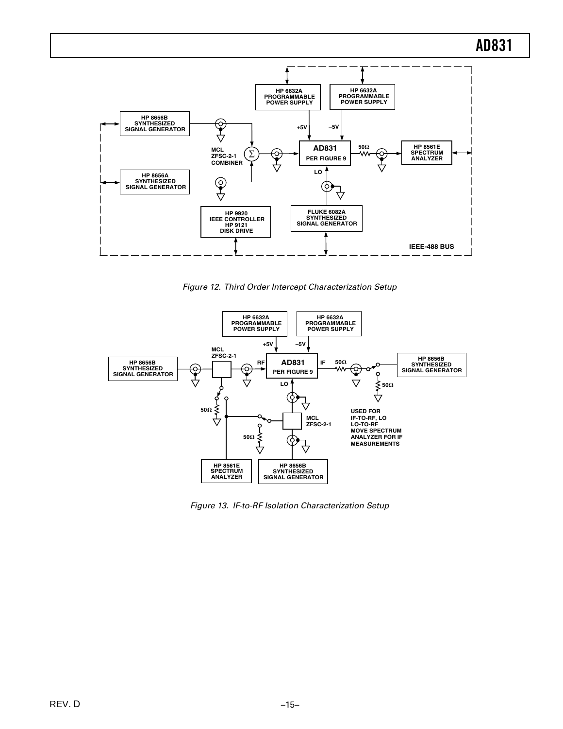Figure 12. Third Order Intercept Characterization Setup

Figure 13. IF-to-RF Isolation Characterization Setup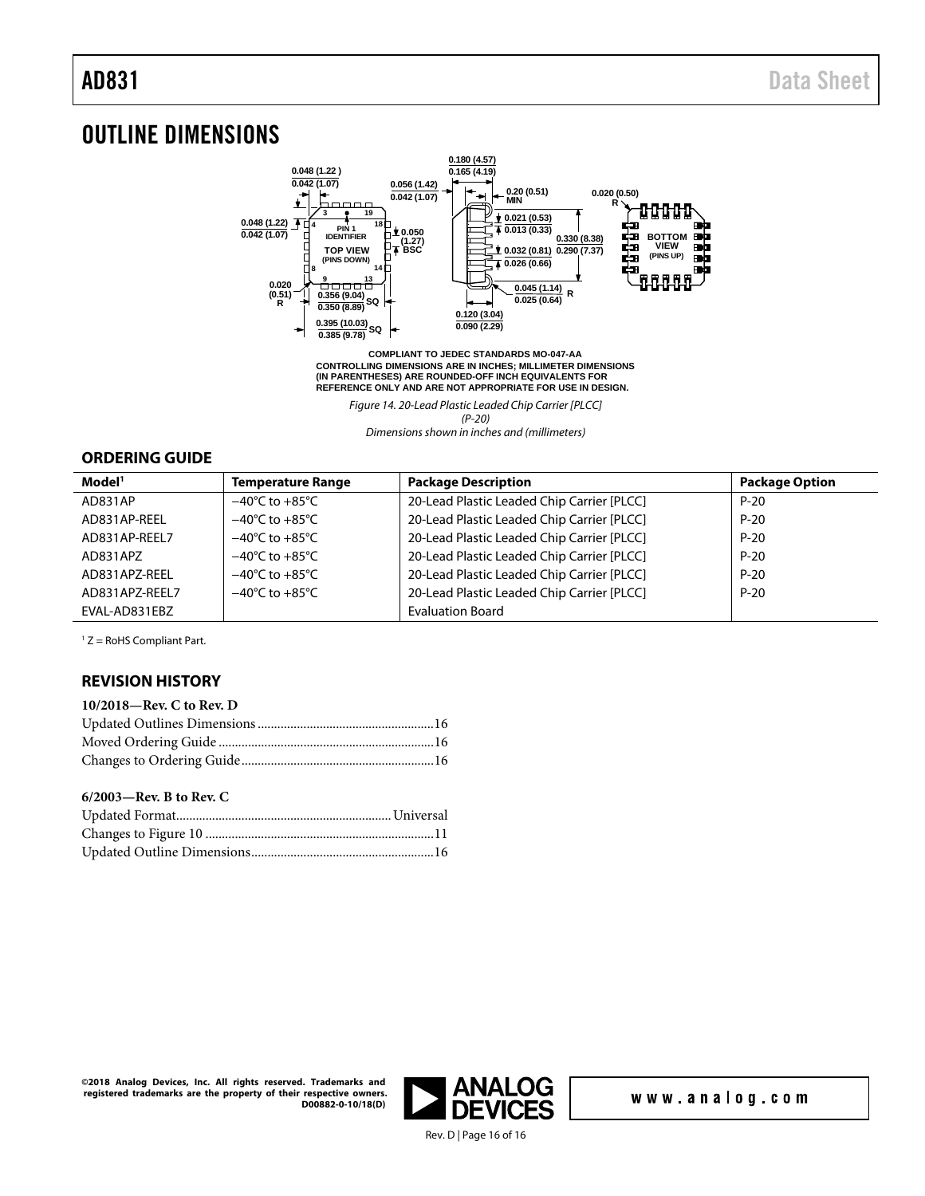# OUTLINE DIMENSIONS

0.048 (1.22)
0.042 (1.07)
0.048 (1.22)
0.042 (1.07)
0.020 (0.51) R
PIN 1 IDENTIFIER
TOP VIEW (PINS DOWN)
3 19 18 4 8 14 9 13
0.050 (1.27) BSC
0.356 (9.04)
0.350 (8.89) SQ
0.395 (10.03)
0.385 (9.78) SQ
0.056 (1.42)
0.042 (1.07)
0.180 (4.57)
0.165 (4.19)
0.20 (0.51) MIN
0.021 (0.53)
0.013 (0.33)
0.032 (0.81)
0.026 (0.66)
0.330 (8.38)
0.290 (7.37)
0.045 (1.14)
0.025 (0.64) R
0.120 (3.04)
0.090 (2.29)
0.020 (0.50) R
BOTTOM VIEW (PINS UP)

COMPLIANT TO JEDEC STANDARDS MO-047-AA
CONTROLLING DIMENSIONS ARE IN INCHES; MILLIMETER DIMENSIONS (IN PARENTHESES) ARE ROUNDED-OFF INCH EQUIVALENTS FOR REFERENCE ONLY AND ARE NOT APPROPRIATE FOR USE IN DESIGN.

*Figure 14. 20-Lead Plastic Leaded Chip Carrier [PLCC] (P-20)*
*Dimensions shown in inches and (millimeters)*

## ORDERING GUIDE

| Model[1] | Temperature Range | Package Description | Package Option |
|---|---|---|---|
| AD831AP | −40°C to +85°C | 20-Lead Plastic Leaded Chip Carrier [PLCC] | P-20 |
| AD831AP-REEL | −40°C to +85°C | 20-Lead Plastic Leaded Chip Carrier [PLCC] | P-20 |
| AD831AP-REEL7 | −40°C to +85°C | 20-Lead Plastic Leaded Chip Carrier [PLCC] | P-20 |
| AD831APZ | −40°C to +85°C | 20-Lead Plastic Leaded Chip Carrier [PLCC] | P-20 |
| AD831APZ-REEL | −40°C to +85°C | 20-Lead Plastic Leaded Chip Carrier [PLCC] | P-20 |
| AD831APZ-REEL7 | −40°C to +85°C | 20-Lead Plastic Leaded Chip Carrier [PLCC] | P-20 |
| EVAL-AD831EBZ | | Evaluation Board | |

[1] Z = RoHS Compliant Part.

## REVISION HISTORY

**10/2018—Rev. C to Rev. D**

Updated Outlines Dimensions ..... 16
Moved Ordering Guide ..... 16
Changes to Ordering Guide ..... 16

**6/2003—Rev. B to Rev. C**

Updated Format ..... Universal
Changes to Figure 10 ..... 11
Updated Outline Dimensions ..... 16

©2018 Analog Devices, Inc. All rights reserved. Trademarks and registered trademarks are the property of their respective owners.
D00882-0-10/18(D)

www.analog.com